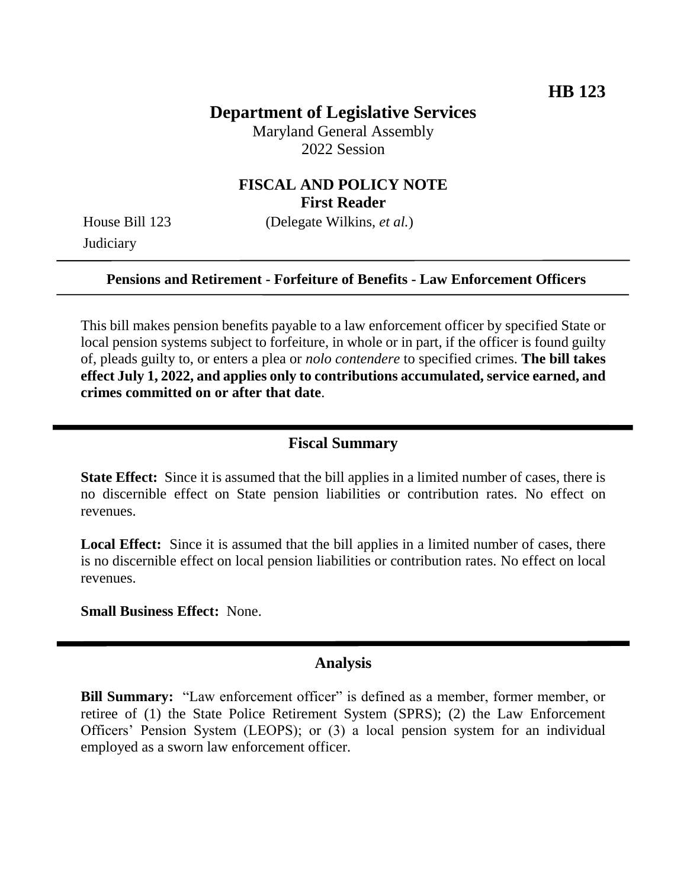**HB 123**

# Department of Legislative Services

Maryland General Assembly
2022 Session

## FISCAL AND POLICY NOTE
**First Reader**

House Bill 123 (Delegate Wilkins, *et al.*)
Judiciary

---

**Pensions and Retirement - Forfeiture of Benefits - Law Enforcement Officers**

---

This bill makes pension benefits payable to a law enforcement officer by specified State or local pension systems subject to forfeiture, in whole or in part, if the officer is found guilty of, pleads guilty to, or enters a plea or *nolo contendere* to specified crimes. **The bill takes effect July 1, 2022, and applies only to contributions accumulated, service earned, and crimes committed on or after that date**.

---

## Fiscal Summary

**State Effect:** Since it is assumed that the bill applies in a limited number of cases, there is no discernible effect on State pension liabilities or contribution rates. No effect on revenues.

**Local Effect:** Since it is assumed that the bill applies in a limited number of cases, there is no discernible effect on local pension liabilities or contribution rates. No effect on local revenues.

**Small Business Effect:** None.

---

## Analysis

**Bill Summary:** "Law enforcement officer" is defined as a member, former member, or retiree of (1) the State Police Retirement System (SPRS); (2) the Law Enforcement Officers' Pension System (LEOPS); or (3) a local pension system for an individual employed as a sworn law enforcement officer.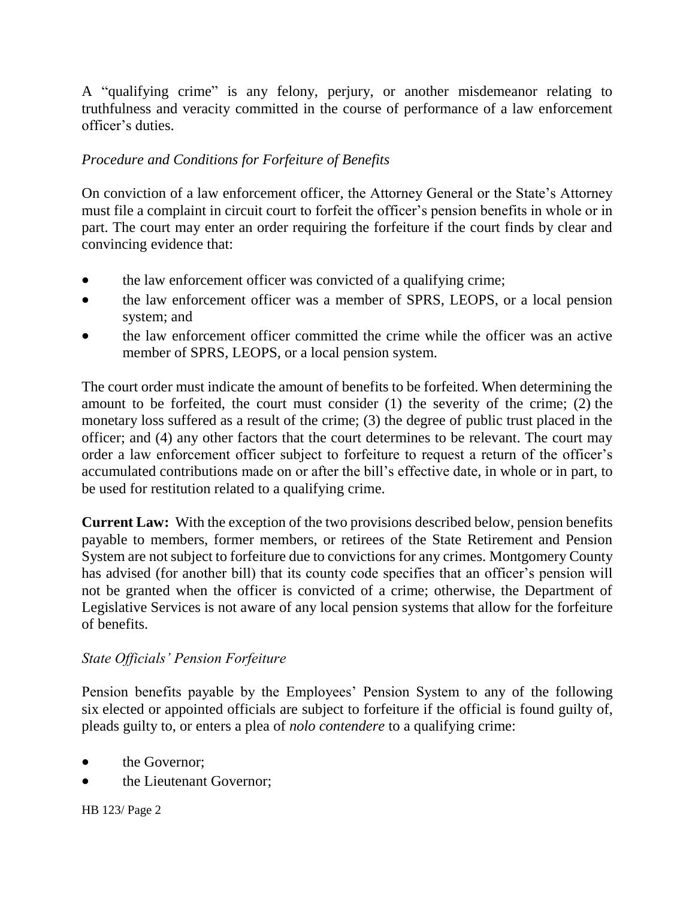A "qualifying crime" is any felony, perjury, or another misdemeanor relating to truthfulness and veracity committed in the course of performance of a law enforcement officer's duties.

*Procedure and Conditions for Forfeiture of Benefits*

On conviction of a law enforcement officer, the Attorney General or the State's Attorney must file a complaint in circuit court to forfeit the officer's pension benefits in whole or in part. The court may enter an order requiring the forfeiture if the court finds by clear and convincing evidence that:

- the law enforcement officer was convicted of a qualifying crime;
- the law enforcement officer was a member of SPRS, LEOPS, or a local pension system; and
- the law enforcement officer committed the crime while the officer was an active member of SPRS, LEOPS, or a local pension system.

The court order must indicate the amount of benefits to be forfeited. When determining the amount to be forfeited, the court must consider (1) the severity of the crime; (2) the monetary loss suffered as a result of the crime; (3) the degree of public trust placed in the officer; and (4) any other factors that the court determines to be relevant. The court may order a law enforcement officer subject to forfeiture to request a return of the officer's accumulated contributions made on or after the bill's effective date, in whole or in part, to be used for restitution related to a qualifying crime.

**Current Law:** With the exception of the two provisions described below, pension benefits payable to members, former members, or retirees of the State Retirement and Pension System are not subject to forfeiture due to convictions for any crimes. Montgomery County has advised (for another bill) that its county code specifies that an officer's pension will not be granted when the officer is convicted of a crime; otherwise, the Department of Legislative Services is not aware of any local pension systems that allow for the forfeiture of benefits.

*State Officials' Pension Forfeiture*

Pension benefits payable by the Employees' Pension System to any of the following six elected or appointed officials are subject to forfeiture if the official is found guilty of, pleads guilty to, or enters a plea of *nolo contendere* to a qualifying crime:

- the Governor;
- the Lieutenant Governor;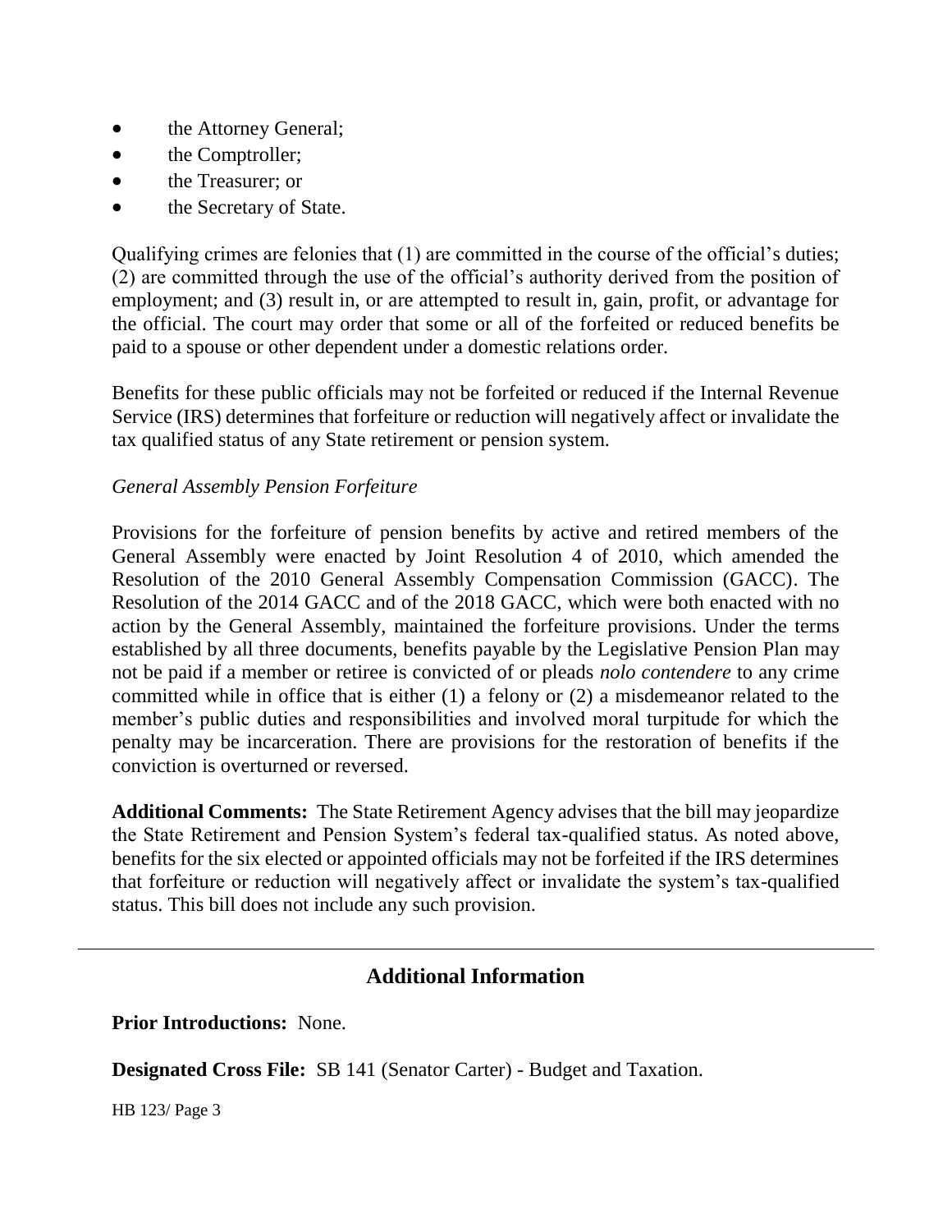- the Attorney General;
- the Comptroller;
- the Treasurer; or
- the Secretary of State.

Qualifying crimes are felonies that (1) are committed in the course of the official's duties; (2) are committed through the use of the official's authority derived from the position of employment; and (3) result in, or are attempted to result in, gain, profit, or advantage for the official. The court may order that some or all of the forfeited or reduced benefits be paid to a spouse or other dependent under a domestic relations order.

Benefits for these public officials may not be forfeited or reduced if the Internal Revenue Service (IRS) determines that forfeiture or reduction will negatively affect or invalidate the tax qualified status of any State retirement or pension system.

*General Assembly Pension Forfeiture*

Provisions for the forfeiture of pension benefits by active and retired members of the General Assembly were enacted by Joint Resolution 4 of 2010, which amended the Resolution of the 2010 General Assembly Compensation Commission (GACC). The Resolution of the 2014 GACC and of the 2018 GACC, which were both enacted with no action by the General Assembly, maintained the forfeiture provisions. Under the terms established by all three documents, benefits payable by the Legislative Pension Plan may not be paid if a member or retiree is convicted of or pleads *nolo contendere* to any crime committed while in office that is either (1) a felony or (2) a misdemeanor related to the member's public duties and responsibilities and involved moral turpitude for which the penalty may be incarceration. There are provisions for the restoration of benefits if the conviction is overturned or reversed.

**Additional Comments:** The State Retirement Agency advises that the bill may jeopardize the State Retirement and Pension System's federal tax-qualified status. As noted above, benefits for the six elected or appointed officials may not be forfeited if the IRS determines that forfeiture or reduction will negatively affect or invalidate the system's tax-qualified status. This bill does not include any such provision.

---

## Additional Information

**Prior Introductions:** None.

**Designated Cross File:** SB 141 (Senator Carter) - Budget and Taxation.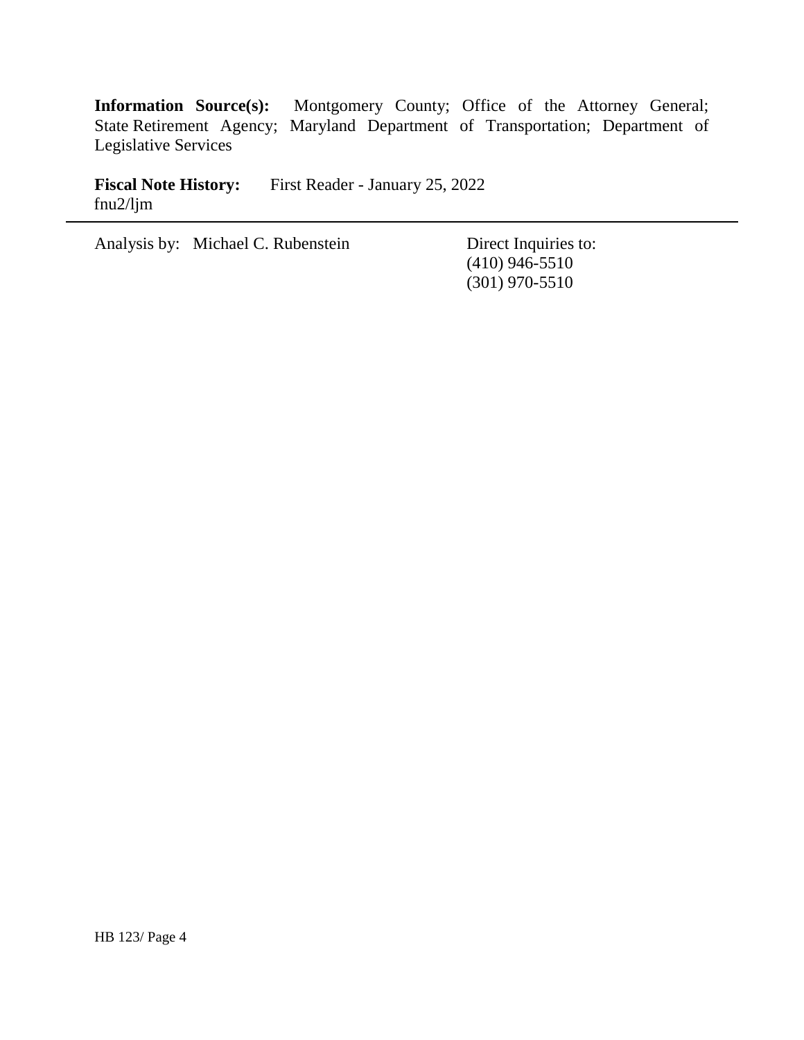**Information Source(s):** Montgomery County; Office of the Attorney General; State Retirement Agency; Maryland Department of Transportation; Department of Legislative Services

**Fiscal Note History:** First Reader - January 25, 2022
fnu2/ljm

---

Analysis by: Michael C. Rubenstein

Direct Inquiries to:
(410) 946-5510
(301) 970-5510